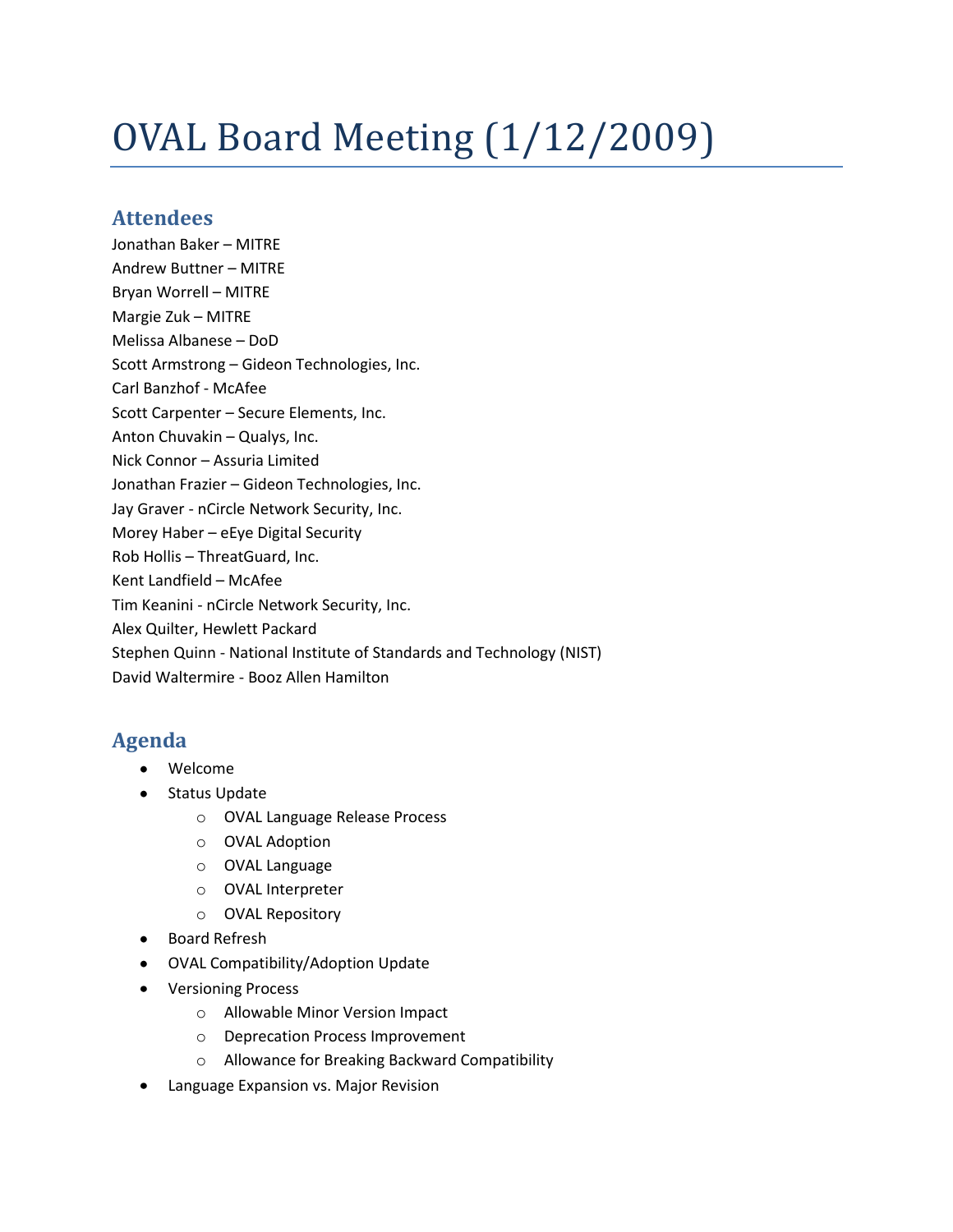# OVAL Board Meeting (1/12/2009)

## Attendees

Jonathan Baker – MITRE
Andrew Buttner – MITRE
Bryan Worrell – MITRE
Margie Zuk – MITRE
Melissa Albanese – DoD
Scott Armstrong – Gideon Technologies, Inc.
Carl Banzhof - McAfee
Scott Carpenter – Secure Elements, Inc.
Anton Chuvakin – Qualys, Inc.
Nick Connor – Assuria Limited
Jonathan Frazier – Gideon Technologies, Inc.
Jay Graver - nCircle Network Security, Inc.
Morey Haber – eEye Digital Security
Rob Hollis – ThreatGuard, Inc.
Kent Landfield – McAfee
Tim Keanini - nCircle Network Security, Inc.
Alex Quilter, Hewlett Packard
Stephen Quinn - National Institute of Standards and Technology (NIST)
David Waltermire - Booz Allen Hamilton

## Agenda

- Welcome
- Status Update
  - OVAL Language Release Process
  - OVAL Adoption
  - OVAL Language
  - OVAL Interpreter
  - OVAL Repository
- Board Refresh
- OVAL Compatibility/Adoption Update
- Versioning Process
  - Allowable Minor Version Impact
  - Deprecation Process Improvement
  - Allowance for Breaking Backward Compatibility
- Language Expansion vs. Major Revision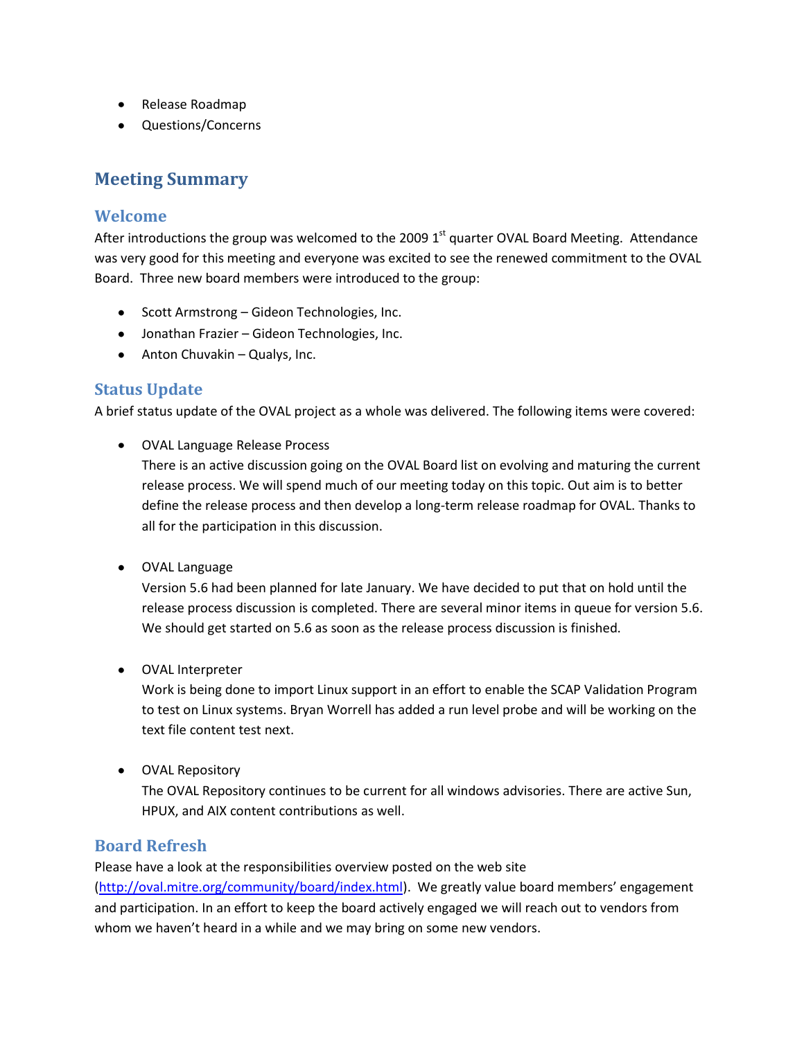- Release Roadmap
- Questions/Concerns

## Meeting Summary

### Welcome

After introductions the group was welcomed to the 2009 1st quarter OVAL Board Meeting. Attendance was very good for this meeting and everyone was excited to see the renewed commitment to the OVAL Board. Three new board members were introduced to the group:

- Scott Armstrong – Gideon Technologies, Inc.
- Jonathan Frazier – Gideon Technologies, Inc.
- Anton Chuvakin – Qualys, Inc.

### Status Update

A brief status update of the OVAL project as a whole was delivered. The following items were covered:

- OVAL Language Release Process
  There is an active discussion going on the OVAL Board list on evolving and maturing the current release process. We will spend much of our meeting today on this topic. Out aim is to better define the release process and then develop a long-term release roadmap for OVAL. Thanks to all for the participation in this discussion.

- OVAL Language
  Version 5.6 had been planned for late January. We have decided to put that on hold until the release process discussion is completed. There are several minor items in queue for version 5.6. We should get started on 5.6 as soon as the release process discussion is finished.

- OVAL Interpreter
  Work is being done to import Linux support in an effort to enable the SCAP Validation Program to test on Linux systems. Bryan Worrell has added a run level probe and will be working on the text file content test next.

- OVAL Repository
  The OVAL Repository continues to be current for all windows advisories. There are active Sun, HPUX, and AIX content contributions as well.

### Board Refresh

Please have a look at the responsibilities overview posted on the web site (http://oval.mitre.org/community/board/index.html). We greatly value board members' engagement and participation. In an effort to keep the board actively engaged we will reach out to vendors from whom we haven't heard in a while and we may bring on some new vendors.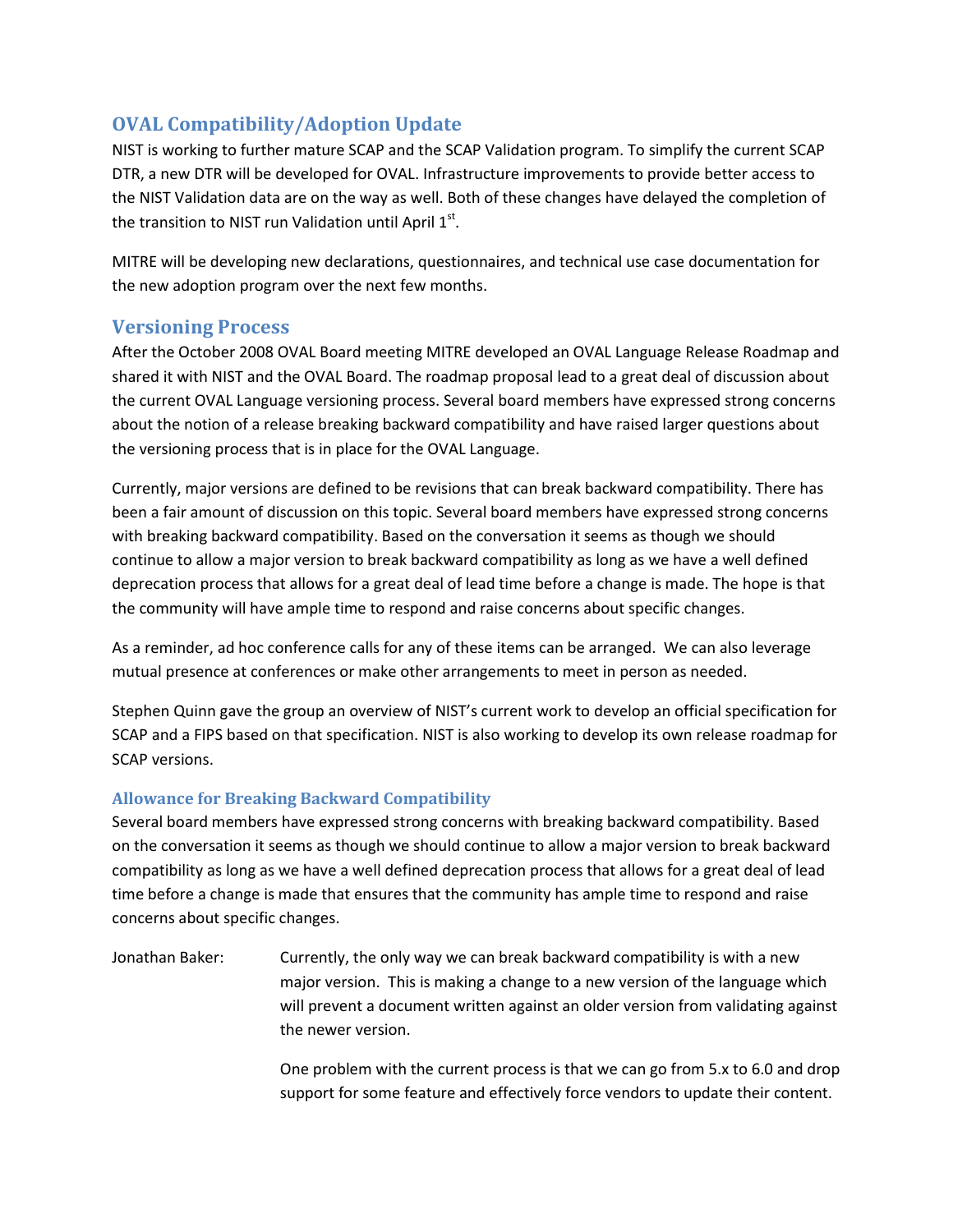## OVAL Compatibility/Adoption Update

NIST is working to further mature SCAP and the SCAP Validation program. To simplify the current SCAP DTR, a new DTR will be developed for OVAL. Infrastructure improvements to provide better access to the NIST Validation data are on the way as well. Both of these changes have delayed the completion of the transition to NIST run Validation until April 1st.

MITRE will be developing new declarations, questionnaires, and technical use case documentation for the new adoption program over the next few months.

## Versioning Process

After the October 2008 OVAL Board meeting MITRE developed an OVAL Language Release Roadmap and shared it with NIST and the OVAL Board. The roadmap proposal lead to a great deal of discussion about the current OVAL Language versioning process. Several board members have expressed strong concerns about the notion of a release breaking backward compatibility and have raised larger questions about the versioning process that is in place for the OVAL Language.

Currently, major versions are defined to be revisions that can break backward compatibility. There has been a fair amount of discussion on this topic. Several board members have expressed strong concerns with breaking backward compatibility. Based on the conversation it seems as though we should continue to allow a major version to break backward compatibility as long as we have a well defined deprecation process that allows for a great deal of lead time before a change is made. The hope is that the community will have ample time to respond and raise concerns about specific changes.

As a reminder, ad hoc conference calls for any of these items can be arranged. We can also leverage mutual presence at conferences or make other arrangements to meet in person as needed.

Stephen Quinn gave the group an overview of NIST's current work to develop an official specification for SCAP and a FIPS based on that specification. NIST is also working to develop its own release roadmap for SCAP versions.

### Allowance for Breaking Backward Compatibility

Several board members have expressed strong concerns with breaking backward compatibility. Based on the conversation it seems as though we should continue to allow a major version to break backward compatibility as long as we have a well defined deprecation process that allows for a great deal of lead time before a change is made that ensures that the community has ample time to respond and raise concerns about specific changes.

Jonathan Baker: Currently, the only way we can break backward compatibility is with a new major version. This is making a change to a new version of the language which will prevent a document written against an older version from validating against the newer version.

One problem with the current process is that we can go from 5.x to 6.0 and drop support for some feature and effectively force vendors to update their content.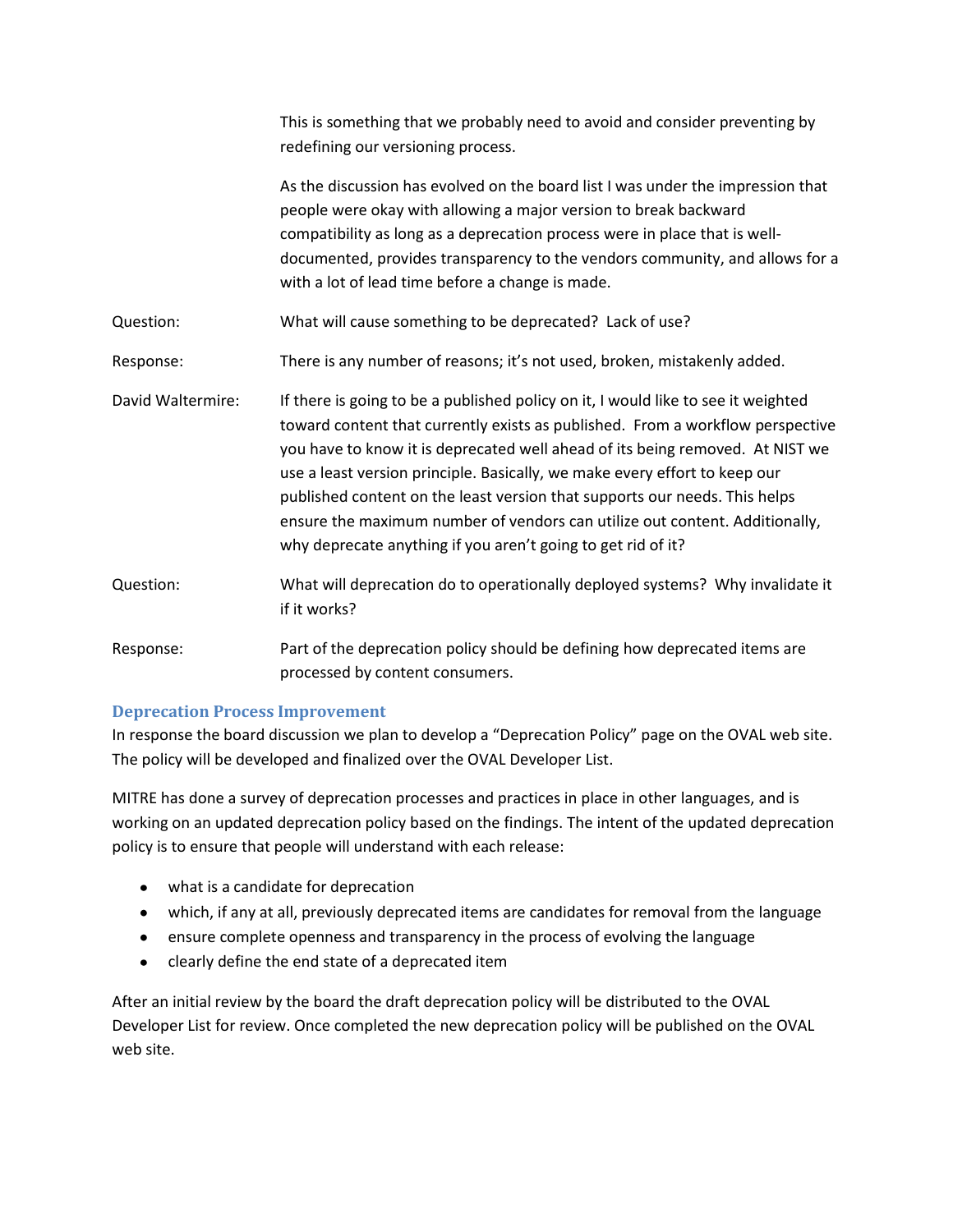|  |  |
|---|---|
|  | This is something that we probably need to avoid and consider preventing by redefining our versioning process. |
|  | As the discussion has evolved on the board list I was under the impression that people were okay with allowing a major version to break backward compatibility as long as a deprecation process were in place that is well-documented, provides transparency to the vendors community, and allows for a with a lot of lead time before a change is made. |
| Question: | What will cause something to be deprecated? Lack of use? |
| Response: | There is any number of reasons; it's not used, broken, mistakenly added. |
| David Waltermire: | If there is going to be a published policy on it, I would like to see it weighted toward content that currently exists as published. From a workflow perspective you have to know it is deprecated well ahead of its being removed. At NIST we use a least version principle. Basically, we make every effort to keep our published content on the least version that supports our needs. This helps ensure the maximum number of vendors can utilize out content. Additionally, why deprecate anything if you aren't going to get rid of it? |
| Question: | What will deprecation do to operationally deployed systems? Why invalidate it if it works? |
| Response: | Part of the deprecation policy should be defining how deprecated items are processed by content consumers. |

## Deprecation Process Improvement

In response the board discussion we plan to develop a "Deprecation Policy" page on the OVAL web site. The policy will be developed and finalized over the OVAL Developer List.

MITRE has done a survey of deprecation processes and practices in place in other languages, and is working on an updated deprecation policy based on the findings. The intent of the updated deprecation policy is to ensure that people will understand with each release:

- what is a candidate for deprecation
- which, if any at all, previously deprecated items are candidates for removal from the language
- ensure complete openness and transparency in the process of evolving the language
- clearly define the end state of a deprecated item

After an initial review by the board the draft deprecation policy will be distributed to the OVAL Developer List for review. Once completed the new deprecation policy will be published on the OVAL web site.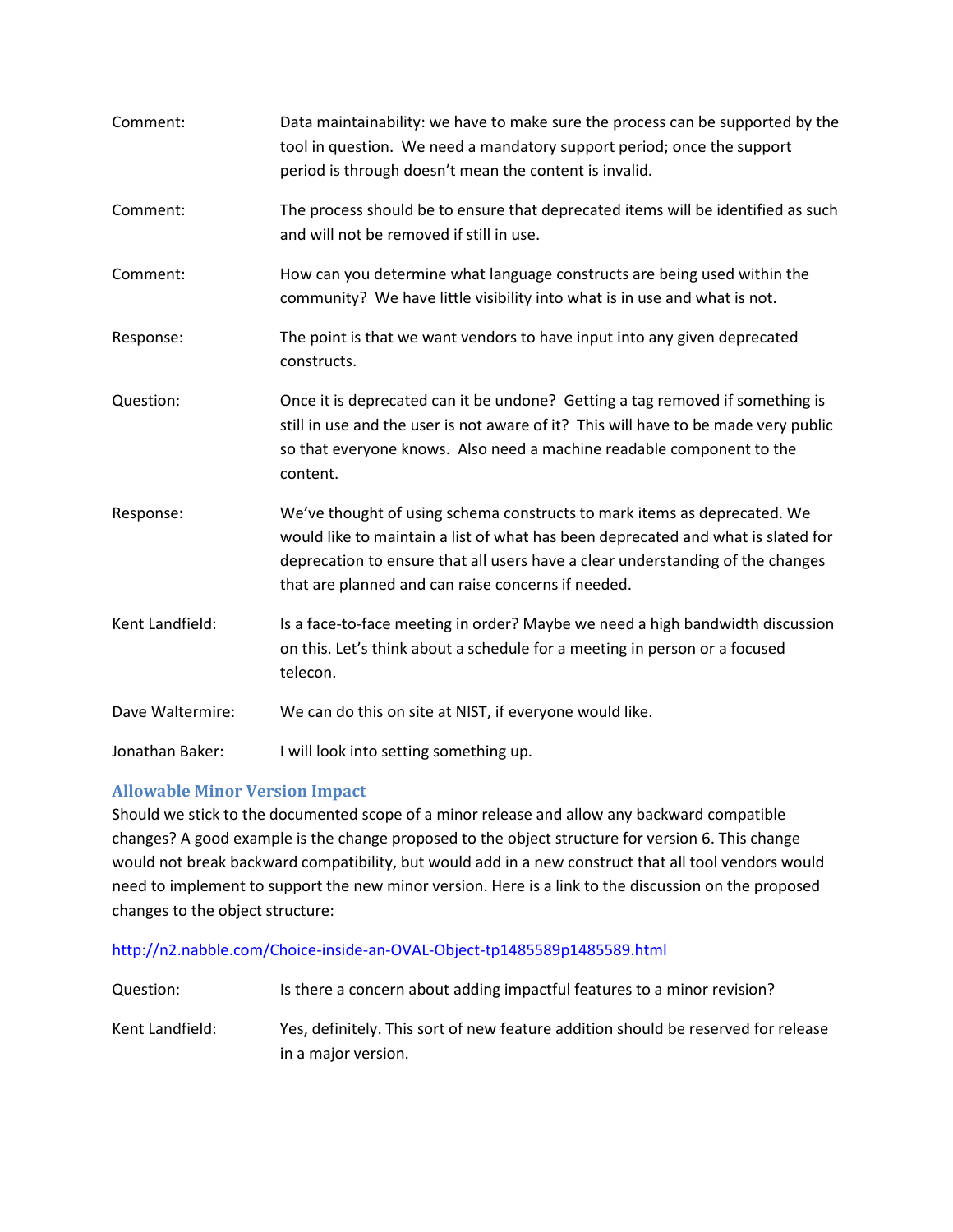Comment: Data maintainability: we have to make sure the process can be supported by the tool in question. We need a mandatory support period; once the support period is through doesn't mean the content is invalid.

Comment: The process should be to ensure that deprecated items will be identified as such and will not be removed if still in use.

Comment: How can you determine what language constructs are being used within the community? We have little visibility into what is in use and what is not.

Response: The point is that we want vendors to have input into any given deprecated constructs.

Question: Once it is deprecated can it be undone? Getting a tag removed if something is still in use and the user is not aware of it? This will have to be made very public so that everyone knows. Also need a machine readable component to the content.

Response: We've thought of using schema constructs to mark items as deprecated. We would like to maintain a list of what has been deprecated and what is slated for deprecation to ensure that all users have a clear understanding of the changes that are planned and can raise concerns if needed.

Kent Landfield: Is a face-to-face meeting in order? Maybe we need a high bandwidth discussion on this. Let's think about a schedule for a meeting in person or a focused telecon.

Dave Waltermire: We can do this on site at NIST, if everyone would like.

Jonathan Baker: I will look into setting something up.

### Allowable Minor Version Impact

Should we stick to the documented scope of a minor release and allow any backward compatible changes? A good example is the change proposed to the object structure for version 6. This change would not break backward compatibility, but would add in a new construct that all tool vendors would need to implement to support the new minor version. Here is a link to the discussion on the proposed changes to the object structure:

http://n2.nabble.com/Choice-inside-an-OVAL-Object-tp1485589p1485589.html

Question: Is there a concern about adding impactful features to a minor revision?

Kent Landfield: Yes, definitely. This sort of new feature addition should be reserved for release in a major version.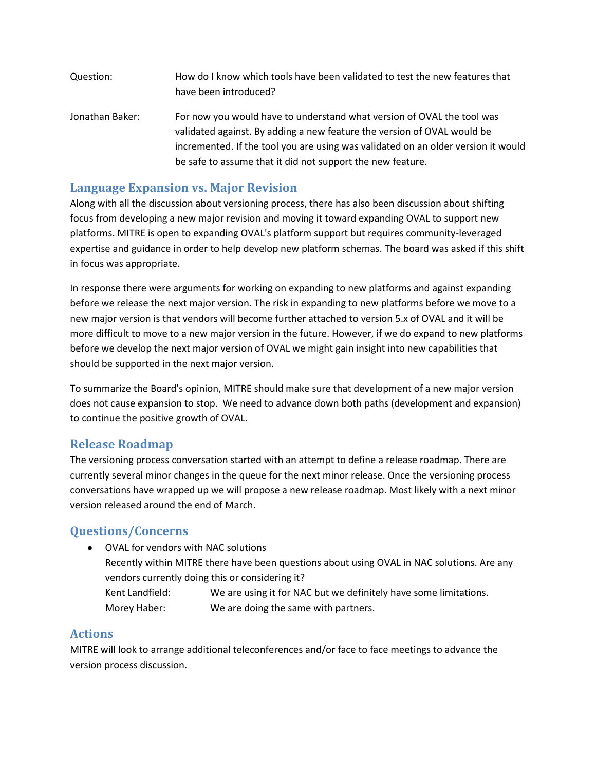Question: How do I know which tools have been validated to test the new features that have been introduced?

Jonathan Baker: For now you would have to understand what version of OVAL the tool was validated against. By adding a new feature the version of OVAL would be incremented. If the tool you are using was validated on an older version it would be safe to assume that it did not support the new feature.

## Language Expansion vs. Major Revision

Along with all the discussion about versioning process, there has also been discussion about shifting focus from developing a new major revision and moving it toward expanding OVAL to support new platforms. MITRE is open to expanding OVAL's platform support but requires community-leveraged expertise and guidance in order to help develop new platform schemas. The board was asked if this shift in focus was appropriate.

In response there were arguments for working on expanding to new platforms and against expanding before we release the next major version. The risk in expanding to new platforms before we move to a new major version is that vendors will become further attached to version 5.x of OVAL and it will be more difficult to move to a new major version in the future. However, if we do expand to new platforms before we develop the next major version of OVAL we might gain insight into new capabilities that should be supported in the next major version.

To summarize the Board's opinion, MITRE should make sure that development of a new major version does not cause expansion to stop. We need to advance down both paths (development and expansion) to continue the positive growth of OVAL.

## Release Roadmap

The versioning process conversation started with an attempt to define a release roadmap. There are currently several minor changes in the queue for the next minor release. Once the versioning process conversations have wrapped up we will propose a new release roadmap. Most likely with a next minor version released around the end of March.

## Questions/Concerns

- OVAL for vendors with NAC solutions
  Recently within MITRE there have been questions about using OVAL in NAC solutions. Are any vendors currently doing this or considering it?
  Kent Landfield: We are using it for NAC but we definitely have some limitations.
  Morey Haber: We are doing the same with partners.

## Actions

MITRE will look to arrange additional teleconferences and/or face to face meetings to advance the version process discussion.